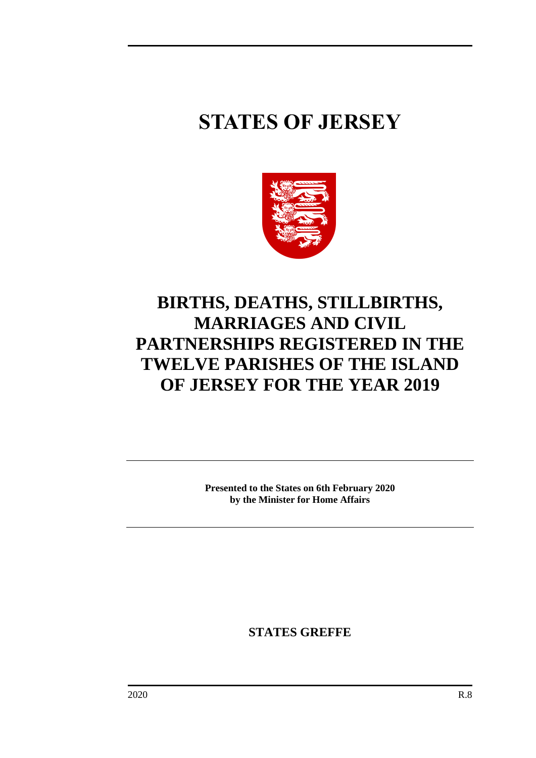# STATES OF JERSEY

# BIRTHS, DEATHS, STILLBIRTHS, MARRIAGES AND CIVIL PARTNERSHIPS REGISTERED IN THE TWELVE PARISHES OF THE ISLAND OF JERSEY FOR THE YEAR 2019

**Presented to the States on 6th February 2020 by the Minister for Home Affairs**

**STATES GREFFE**

2020 R.8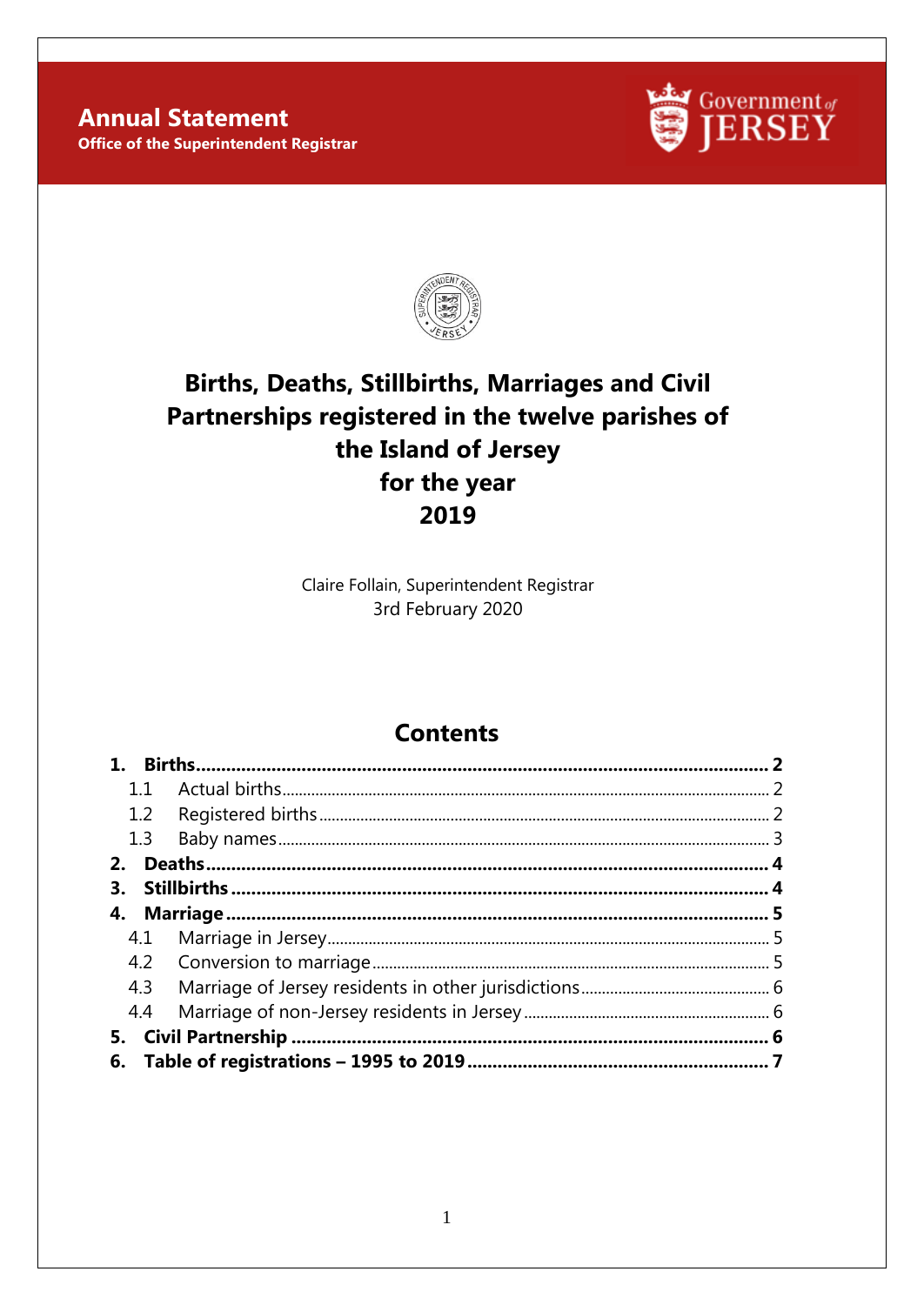**Annual Statement**
**Office of the Superintendent Registrar**

# Births, Deaths, Stillbirths, Marriages and Civil Partnerships registered in the twelve parishes of the Island of Jersey for the year 2019

Claire Follain, Superintendent Registrar
3rd February 2020

## Contents

**1. Births .......... 2**
- 1.1 Actual births .......... 2
- 1.2 Registered births .......... 2
- 1.3 Baby names .......... 3

**2. Deaths .......... 4**

**3. Stillbirths .......... 4**

**4. Marriage .......... 5**
- 4.1 Marriage in Jersey .......... 5
- 4.2 Conversion to marriage .......... 5
- 4.3 Marriage of Jersey residents in other jurisdictions .......... 6
- 4.4 Marriage of non-Jersey residents in Jersey .......... 6

**5. Civil Partnership .......... 6**

**6. Table of registrations – 1995 to 2019 .......... 7**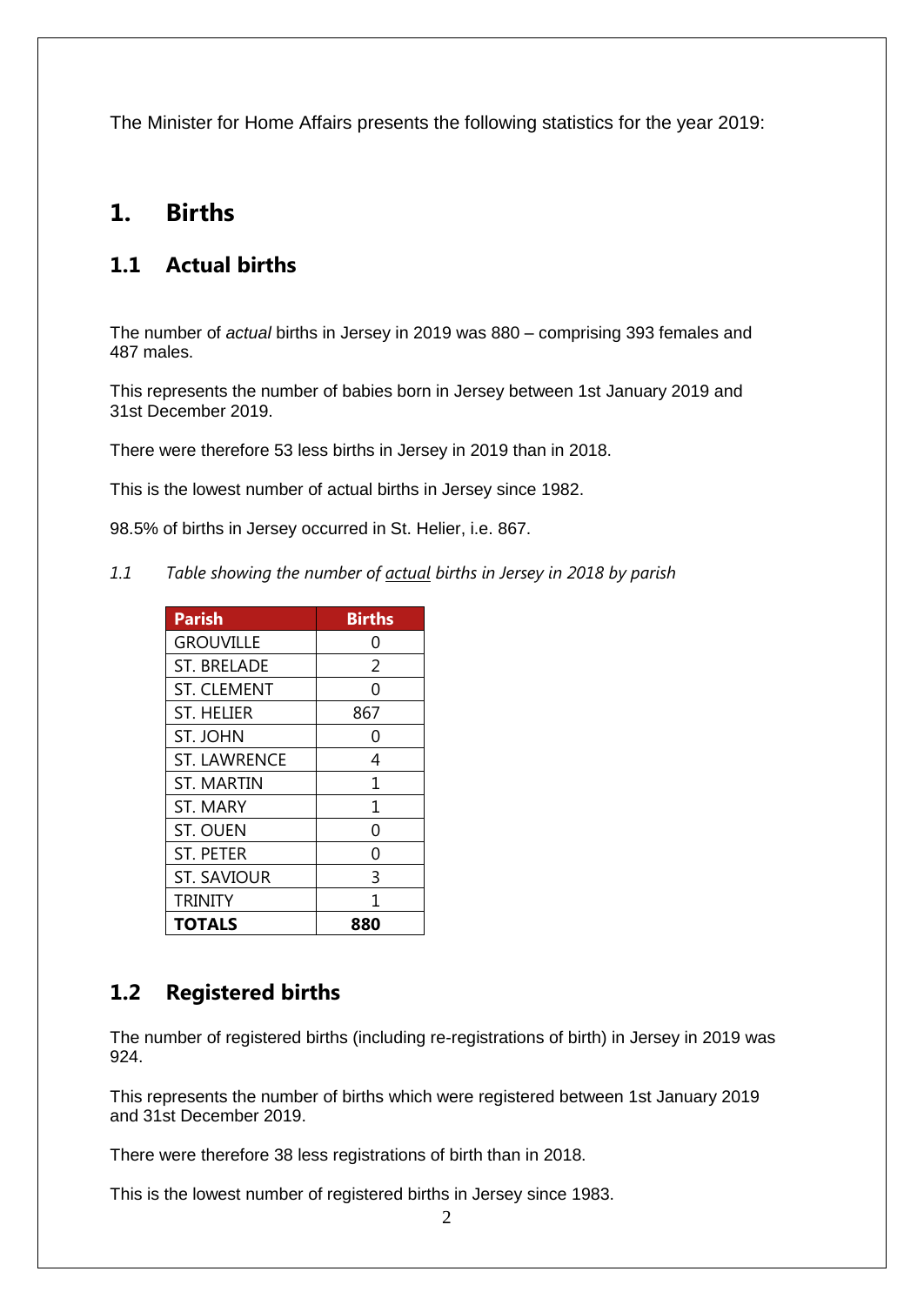The Minister for Home Affairs presents the following statistics for the year 2019:

# 1. Births

## 1.1 Actual births

The number of *actual* births in Jersey in 2019 was 880 – comprising 393 females and 487 males.

This represents the number of babies born in Jersey between 1st January 2019 and 31st December 2019.

There were therefore 53 less births in Jersey in 2019 than in 2018.

This is the lowest number of actual births in Jersey since 1982.

98.5% of births in Jersey occurred in St. Helier, i.e. 867.

*1.1 Table showing the number of actual births in Jersey in 2018 by parish*

| Parish | Births |
|---|---|
| GROUVILLE | 0 |
| ST. BRELADE | 2 |
| ST. CLEMENT | 0 |
| ST. HELIER | 867 |
| ST. JOHN | 0 |
| ST. LAWRENCE | 4 |
| ST. MARTIN | 1 |
| ST. MARY | 1 |
| ST. OUEN | 0 |
| ST. PETER | 0 |
| ST. SAVIOUR | 3 |
| TRINITY | 1 |
| **TOTALS** | **880** |

## 1.2 Registered births

The number of registered births (including re-registrations of birth) in Jersey in 2019 was 924.

This represents the number of births which were registered between 1st January 2019 and 31st December 2019.

There were therefore 38 less registrations of birth than in 2018.

This is the lowest number of registered births in Jersey since 1983.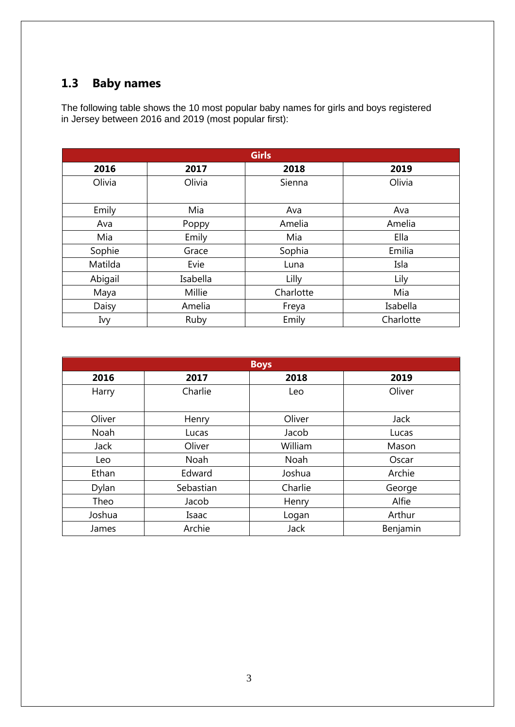## 1.3 Baby names

The following table shows the 10 most popular baby names for girls and boys registered in Jersey between 2016 and 2019 (most popular first):

| Girls | | | |
|---|---|---|---|
| **2016** | **2017** | **2018** | **2019** |
| Olivia | Olivia | Sienna | Olivia |
| Emily | Mia | Ava | Ava |
| Ava | Poppy | Amelia | Amelia |
| Mia | Emily | Mia | Ella |
| Sophie | Grace | Sophia | Emilia |
| Matilda | Evie | Luna | Isla |
| Abigail | Isabella | Lilly | Lily |
| Maya | Millie | Charlotte | Mia |
| Daisy | Amelia | Freya | Isabella |
| Ivy | Ruby | Emily | Charlotte |

| Boys | | | |
|---|---|---|---|
| **2016** | **2017** | **2018** | **2019** |
| Harry | Charlie | Leo | Oliver |
| Oliver | Henry | Oliver | Jack |
| Noah | Lucas | Jacob | Lucas |
| Jack | Oliver | William | Mason |
| Leo | Noah | Noah | Oscar |
| Ethan | Edward | Joshua | Archie |
| Dylan | Sebastian | Charlie | George |
| Theo | Jacob | Henry | Alfie |
| Joshua | Isaac | Logan | Arthur |
| James | Archie | Jack | Benjamin |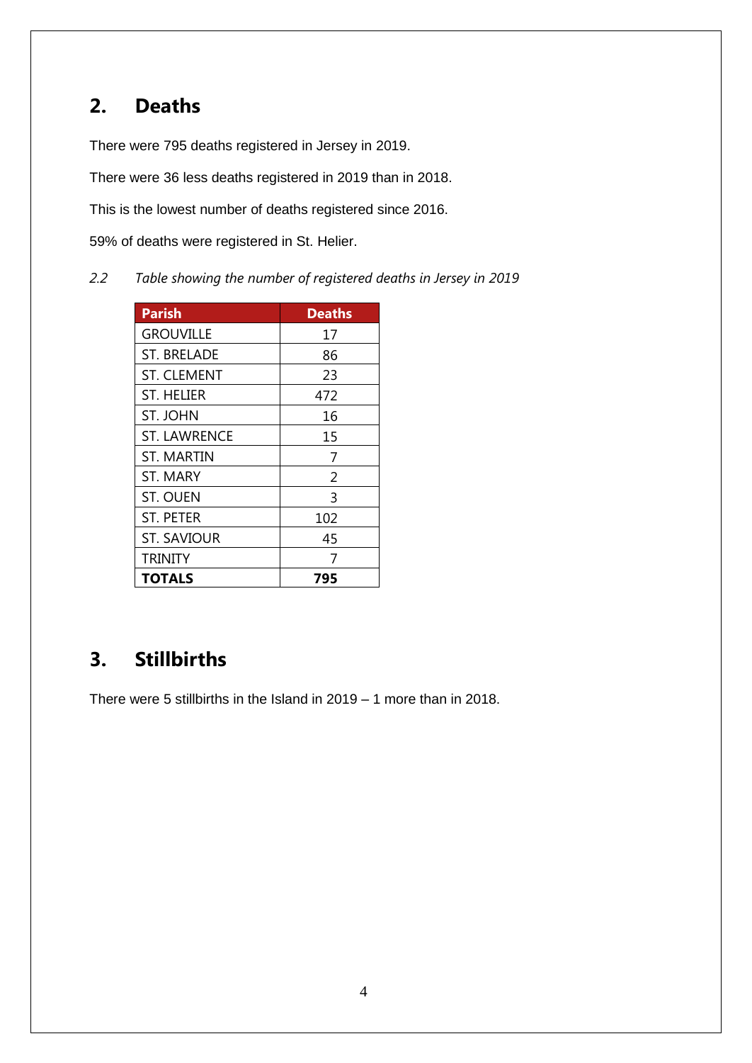## 2. Deaths

There were 795 deaths registered in Jersey in 2019.

There were 36 less deaths registered in 2019 than in 2018.

This is the lowest number of deaths registered since 2016.

59% of deaths were registered in St. Helier.

*2.2 Table showing the number of registered deaths in Jersey in 2019*

| Parish | Deaths |
|---|---|
| GROUVILLE | 17 |
| ST. BRELADE | 86 |
| ST. CLEMENT | 23 |
| ST. HELIER | 472 |
| ST. JOHN | 16 |
| ST. LAWRENCE | 15 |
| ST. MARTIN | 7 |
| ST. MARY | 2 |
| ST. OUEN | 3 |
| ST. PETER | 102 |
| ST. SAVIOUR | 45 |
| TRINITY | 7 |
| **TOTALS** | **795** |

## 3. Stillbirths

There were 5 stillbirths in the Island in 2019 – 1 more than in 2018.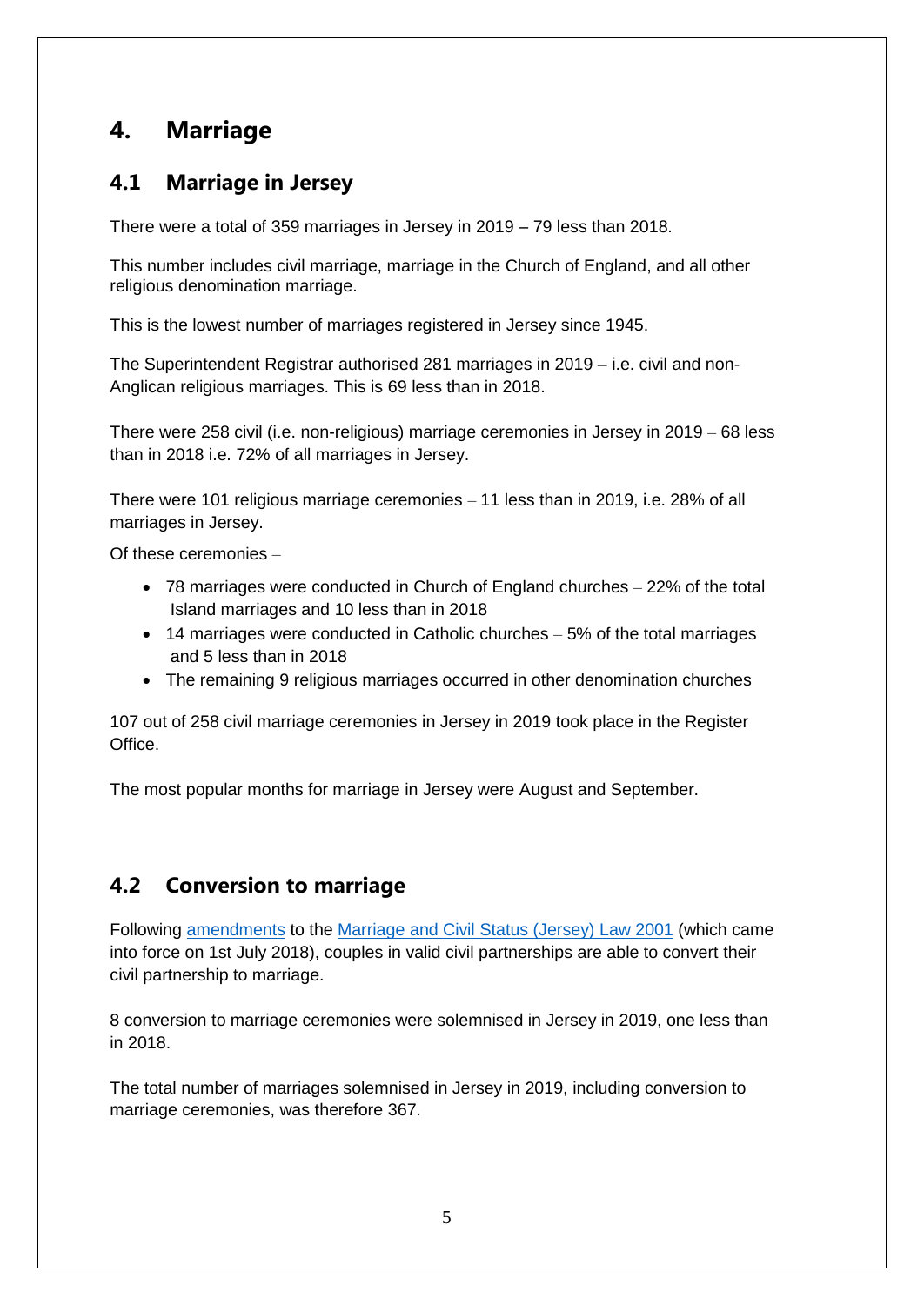# 4. Marriage

## 4.1 Marriage in Jersey

There were a total of 359 marriages in Jersey in 2019 – 79 less than 2018.

This number includes civil marriage, marriage in the Church of England, and all other religious denomination marriage.

This is the lowest number of marriages registered in Jersey since 1945.

The Superintendent Registrar authorised 281 marriages in 2019 – i.e. civil and non-Anglican religious marriages. This is 69 less than in 2018.

There were 258 civil (i.e. non-religious) marriage ceremonies in Jersey in 2019 – 68 less than in 2018 i.e. 72% of all marriages in Jersey.

There were 101 religious marriage ceremonies – 11 less than in 2019, i.e. 28% of all marriages in Jersey.

Of these ceremonies –

- 78 marriages were conducted in Church of England churches – 22% of the total Island marriages and 10 less than in 2018
- 14 marriages were conducted in Catholic churches – 5% of the total marriages and 5 less than in 2018
- The remaining 9 religious marriages occurred in other denomination churches

107 out of 258 civil marriage ceremonies in Jersey in 2019 took place in the Register Office.

The most popular months for marriage in Jersey were August and September.

## 4.2 Conversion to marriage

Following amendments to the Marriage and Civil Status (Jersey) Law 2001 (which came into force on 1st July 2018), couples in valid civil partnerships are able to convert their civil partnership to marriage.

8 conversion to marriage ceremonies were solemnised in Jersey in 2019, one less than in 2018.

The total number of marriages solemnised in Jersey in 2019, including conversion to marriage ceremonies, was therefore 367.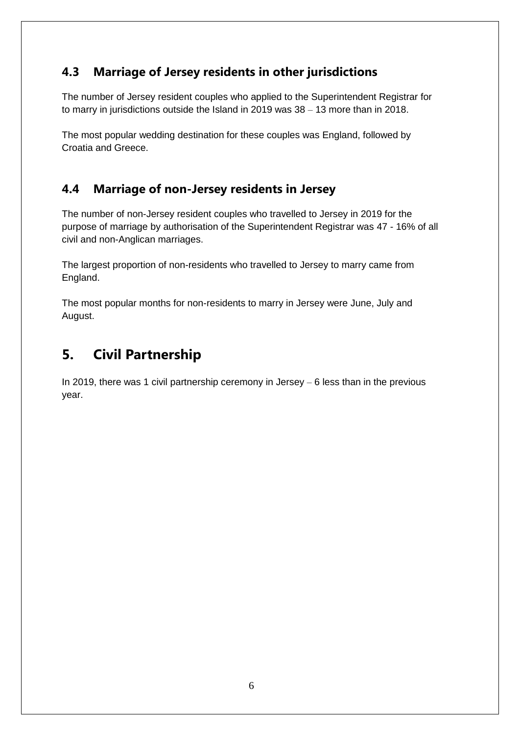## 4.3 Marriage of Jersey residents in other jurisdictions

The number of Jersey resident couples who applied to the Superintendent Registrar for to marry in jurisdictions outside the Island in 2019 was 38 – 13 more than in 2018.

The most popular wedding destination for these couples was England, followed by Croatia and Greece.

## 4.4 Marriage of non-Jersey residents in Jersey

The number of non-Jersey resident couples who travelled to Jersey in 2019 for the purpose of marriage by authorisation of the Superintendent Registrar was 47 - 16% of all civil and non-Anglican marriages.

The largest proportion of non-residents who travelled to Jersey to marry came from England.

The most popular months for non-residents to marry in Jersey were June, July and August.

# 5. Civil Partnership

In 2019, there was 1 civil partnership ceremony in Jersey – 6 less than in the previous year.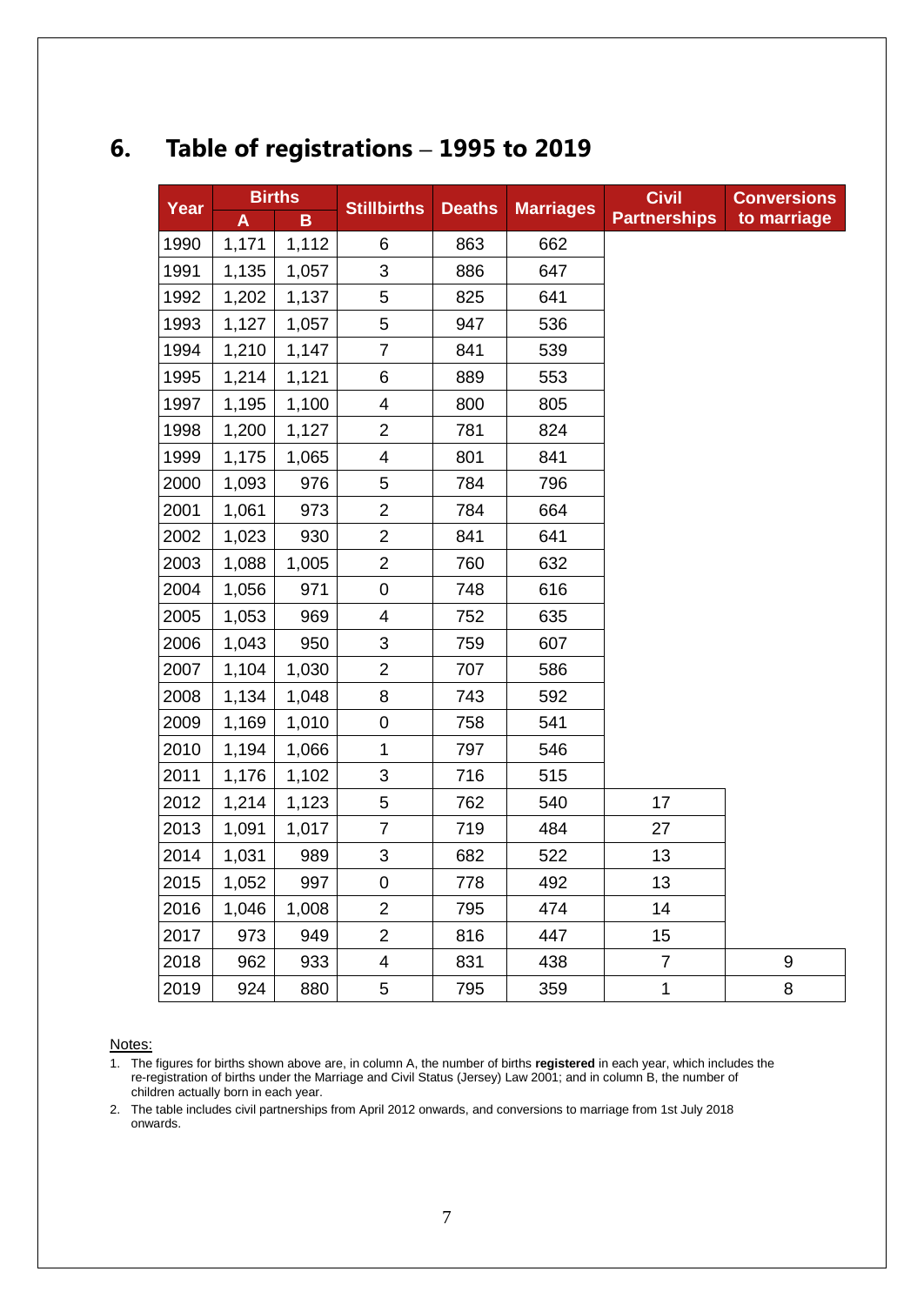# 6. Table of registrations – 1995 to 2019

| Year | Births | | Stillbirths | Deaths | Marriages | Civil Partnerships | Conversions to marriage |
|---|---|---|---|---|---|---|---|
| | A | B | | | | | |
| 1990 | 1,171 | 1,112 | 6 | 863 | 662 | | |
| 1991 | 1,135 | 1,057 | 3 | 886 | 647 | | |
| 1992 | 1,202 | 1,137 | 5 | 825 | 641 | | |
| 1993 | 1,127 | 1,057 | 5 | 947 | 536 | | |
| 1994 | 1,210 | 1,147 | 7 | 841 | 539 | | |
| 1995 | 1,214 | 1,121 | 6 | 889 | 553 | | |
| 1997 | 1,195 | 1,100 | 4 | 800 | 805 | | |
| 1998 | 1,200 | 1,127 | 2 | 781 | 824 | | |
| 1999 | 1,175 | 1,065 | 4 | 801 | 841 | | |
| 2000 | 1,093 | 976 | 5 | 784 | 796 | | |
| 2001 | 1,061 | 973 | 2 | 784 | 664 | | |
| 2002 | 1,023 | 930 | 2 | 841 | 641 | | |
| 2003 | 1,088 | 1,005 | 2 | 760 | 632 | | |
| 2004 | 1,056 | 971 | 0 | 748 | 616 | | |
| 2005 | 1,053 | 969 | 4 | 752 | 635 | | |
| 2006 | 1,043 | 950 | 3 | 759 | 607 | | |
| 2007 | 1,104 | 1,030 | 2 | 707 | 586 | | |
| 2008 | 1,134 | 1,048 | 8 | 743 | 592 | | |
| 2009 | 1,169 | 1,010 | 0 | 758 | 541 | | |
| 2010 | 1,194 | 1,066 | 1 | 797 | 546 | | |
| 2011 | 1,176 | 1,102 | 3 | 716 | 515 | | |
| 2012 | 1,214 | 1,123 | 5 | 762 | 540 | 17 | |
| 2013 | 1,091 | 1,017 | 7 | 719 | 484 | 27 | |
| 2014 | 1,031 | 989 | 3 | 682 | 522 | 13 | |
| 2015 | 1,052 | 997 | 0 | 778 | 492 | 13 | |
| 2016 | 1,046 | 1,008 | 2 | 795 | 474 | 14 | |
| 2017 | 973 | 949 | 2 | 816 | 447 | 15 | |
| 2018 | 962 | 933 | 4 | 831 | 438 | 7 | 9 |
| 2019 | 924 | 880 | 5 | 795 | 359 | 1 | 8 |

Notes:

1. The figures for births shown above are, in column A, the number of births **registered** in each year, which includes the re-registration of births under the Marriage and Civil Status (Jersey) Law 2001; and in column B, the number of children actually born in each year.
2. The table includes civil partnerships from April 2012 onwards, and conversions to marriage from 1st July 2018 onwards.